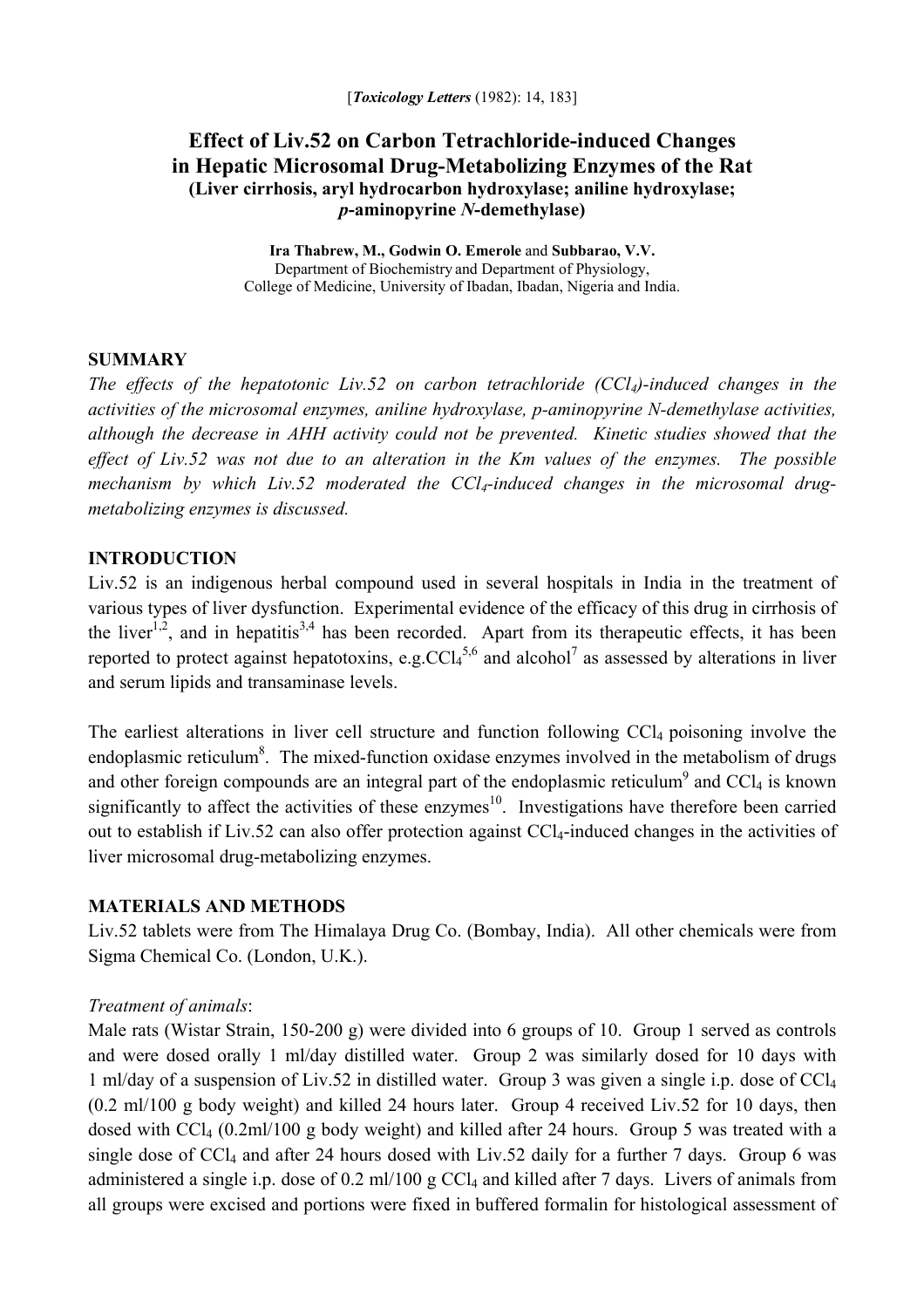[*Toxicology Letters* (1982): 14, 183]

# Effect of Liv.52 on Carbon Tetrachloride-induced Changes in Hepatic Microsomal Drug-Metabolizing Enzymes of the Rat

**(Liver cirrhosis, aryl hydrocarbon hydroxylase; aniline hydroxylase; *p*-aminopyrine *N*-demethylase)**

**Ira Thabrew, M., Godwin O. Emerole** and **Subbarao, V.V.**
Department of Biochemistry and Department of Physiology,
College of Medicine, University of Ibadan, Ibadan, Nigeria and India.

## SUMMARY

*The effects of the hepatotonic Liv.52 on carbon tetrachloride ($CCl_4$)-induced changes in the activities of the microsomal enzymes, aniline hydroxylase, p-aminopyrine N-demethylase activities, although the decrease in AHH activity could not be prevented. Kinetic studies showed that the effect of Liv.52 was not due to an alteration in the Km values of the enzymes. The possible mechanism by which Liv.52 moderated the $CCl_4$-induced changes in the microsomal drug-metabolizing enzymes is discussed.*

## INTRODUCTION

Liv.52 is an indigenous herbal compound used in several hospitals in India in the treatment of various types of liver dysfunction. Experimental evidence of the efficacy of this drug in cirrhosis of the liver[1,2], and in hepatitis[3,4] has been recorded. Apart from its therapeutic effects, it has been reported to protect against hepatotoxins, e.g.$CCl_4$[5,6] and alcohol[7] as assessed by alterations in liver and serum lipids and transaminase levels.

The earliest alterations in liver cell structure and function following $CCl_4$ poisoning involve the endoplasmic reticulum[8]. The mixed-function oxidase enzymes involved in the metabolism of drugs and other foreign compounds are an integral part of the endoplasmic reticulum[9] and $CCl_4$ is known significantly to affect the activities of these enzymes[10]. Investigations have therefore been carried out to establish if Liv.52 can also offer protection against $CCl_4$-induced changes in the activities of liver microsomal drug-metabolizing enzymes.

## MATERIALS AND METHODS

Liv.52 tablets were from The Himalaya Drug Co. (Bombay, India). All other chemicals were from Sigma Chemical Co. (London, U.K.).

### *Treatment of animals*:

Male rats (Wistar Strain, 150-200 g) were divided into 6 groups of 10. Group 1 served as controls and were dosed orally 1 ml/day distilled water. Group 2 was similarly dosed for 10 days with 1 ml/day of a suspension of Liv.52 in distilled water. Group 3 was given a single i.p. dose of $CCl_4$ (0.2 ml/100 g body weight) and killed 24 hours later. Group 4 received Liv.52 for 10 days, then dosed with $CCl_4$ (0.2ml/100 g body weight) and killed after 24 hours. Group 5 was treated with a single dose of $CCl_4$ and after 24 hours dosed with Liv.52 daily for a further 7 days. Group 6 was administered a single i.p. dose of 0.2 ml/100 g $CCl_4$ and killed after 7 days. Livers of animals from all groups were excised and portions were fixed in buffered formalin for histological assessment of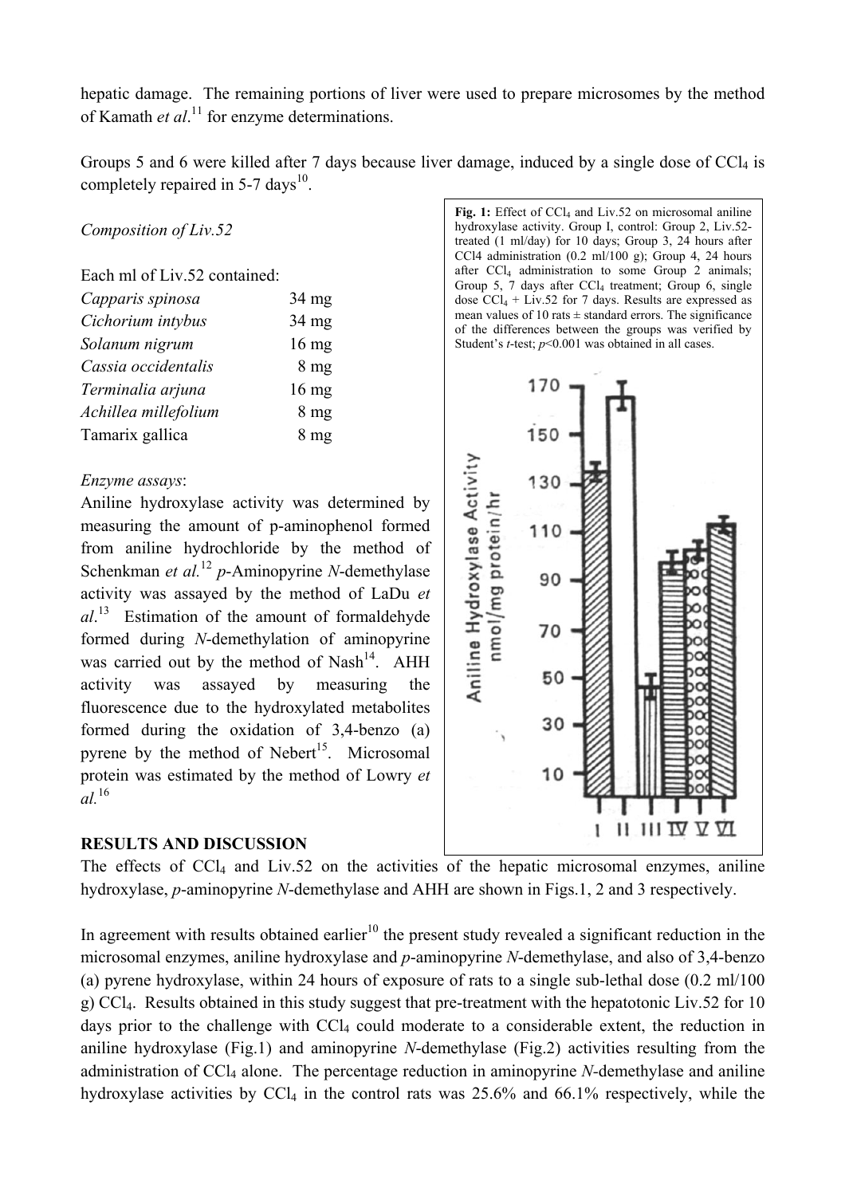hepatic damage. The remaining portions of liver were used to prepare microsomes by the method of Kamath *et al*.[11] for enzyme determinations.

Groups 5 and 6 were killed after 7 days because liver damage, induced by a single dose of $CCl_4$ is completely repaired in 5-7 days[10].

*Composition of Liv.52*

Each ml of Liv.52 contained:

| | |
|---|---|
| *Capparis spinosa* | 34 mg |
| *Cichorium intybus* | 34 mg |
| *Solanum nigrum* | 16 mg |
| *Cassia occidentalis* | 8 mg |
| *Terminalia arjuna* | 16 mg |
| *Achillea millefolium* | 8 mg |
| Tamarix gallica | 8 mg |

*Enzyme assays*:

Aniline hydroxylase activity was determined by measuring the amount of p-aminophenol formed from aniline hydrochloride by the method of Schenkman *et al.*[12] *p*-Aminopyrine *N*-demethylase activity was assayed by the method of LaDu *et al*.[13] Estimation of the amount of formaldehyde formed during *N*-demethylation of aminopyrine was carried out by the method of Nash[14]. AHH activity was assayed by measuring the fluorescence due to the hydroxylated metabolites formed during the oxidation of 3,4-benzo (a) pyrene by the method of Nebert[15]. Microsomal protein was estimated by the method of Lowry *et al.*[16]

**Fig. 1:** Effect of $CCl_4$ and Liv.52 on microsomal aniline hydroxylase activity. Group I, control: Group 2, Liv.52-treated (1 ml/day) for 10 days; Group 3, 24 hours after CCl4 administration (0.2 ml/100 g); Group 4, 24 hours after $CCl_4$ administration to some Group 2 animals; Group 5, 7 days after $CCl_4$ treatment; Group 6, single dose $CCl_4$ + Liv.52 for 7 days. Results are expressed as mean values of 10 rats ± standard errors. The significance of the differences between the groups was verified by Student's *t*-test; $p<0.001$ was obtained in all cases.

## RESULTS AND DISCUSSION

The effects of $CCl_4$ and Liv.52 on the activities of the hepatic microsomal enzymes, aniline hydroxylase, *p*-aminopyrine *N*-demethylase and AHH are shown in Figs.1, 2 and 3 respectively.

In agreement with results obtained earlier[10] the present study revealed a significant reduction in the microsomal enzymes, aniline hydroxylase and *p*-aminopyrine *N*-demethylase, and also of 3,4-benzo (a) pyrene hydroxylase, within 24 hours of exposure of rats to a single sub-lethal dose (0.2 ml/100 g) $CCl_4$. Results obtained in this study suggest that pre-treatment with the hepatotonic Liv.52 for 10 days prior to the challenge with $CCl_4$ could moderate to a considerable extent, the reduction in aniline hydroxylase (Fig.1) and aminopyrine *N*-demethylase (Fig.2) activities resulting from the administration of $CCl_4$ alone. The percentage reduction in aminopyrine *N*-demethylase and aniline hydroxylase activities by $CCl_4$ in the control rats was 25.6% and 66.1% respectively, while the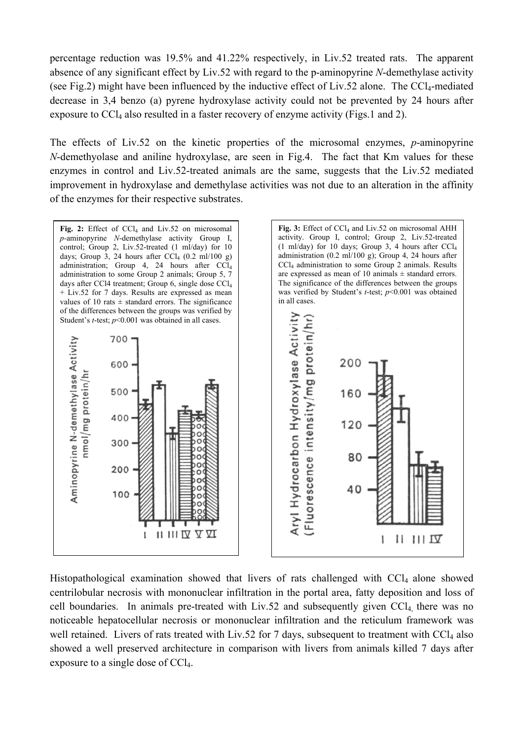percentage reduction was 19.5% and 41.22% respectively, in Liv.52 treated rats. The apparent absence of any significant effect by Liv.52 with regard to the p-aminopyrine *N*-demethylase activity (see Fig.2) might have been influenced by the inductive effect of Liv.52 alone. The $CCl_4$-mediated decrease in 3,4 benzo (a) pyrene hydroxylase activity could not be prevented by 24 hours after exposure to $CCl_4$ also resulted in a faster recovery of enzyme activity (Figs.1 and 2).

The effects of Liv.52 on the kinetic properties of the microsomal enzymes, *p*-aminopyrine *N*-demethyolase and aniline hydroxylase, are seen in Fig.4. The fact that Km values for these enzymes in control and Liv.52-treated animals are the same, suggests that the Liv.52 mediated improvement in hydroxylase and demethylase activities was not due to an alteration in the affinity of the enzymes for their respective substrates.

**Fig. 2:** Effect of $CCl_4$ and Liv.52 on microsomal *p*-aminopyrine *N*-demethylase activity Group I, control; Group 2, Liv.52-treated (1 ml/day) for 10 days; Group 3, 24 hours after $CCl_4$ (0.2 ml/100 g) administration; Group 4, 24 hours after $CCl_4$ administration to some Group 2 animals; Group 5, 7 days after CCl4 treatment; Group 6, single dose $CCl_4$ + Liv.52 for 7 days. Results are expressed as mean values of 10 rats ± standard errors. The significance of the differences between the groups was verified by Student's *t*-test; $p<0.001$ was obtained in all cases.

**Fig. 3:** Effect of $CCl_4$ and Liv.52 on microsomal AHH activity. Group I, control; Group 2, Liv.52-treated (1 ml/day) for 10 days; Group 3, 4 hours after $CCl_4$ administration (0.2 ml/100 g); Group 4, 24 hours after $CCl_4$ administration to some Group 2 animals. Results are expressed as mean of 10 animals ± standard errors. The significance of the differences between the groups was verified by Student's *t*-test; $p<0.001$ was obtained in all cases.

Histopathological examination showed that livers of rats challenged with $CCl_4$ alone showed centrilobular necrosis with mononuclear infiltration in the portal area, fatty deposition and loss of cell boundaries. In animals pre-treated with Liv.52 and subsequently given $CCl_4$, there was no noticeable hepatocellular necrosis or mononuclear infiltration and the reticulum framework was well retained. Livers of rats treated with Liv.52 for 7 days, subsequent to treatment with $CCl_4$ also showed a well preserved architecture in comparison with livers from animals killed 7 days after exposure to a single dose of $CCl_4$.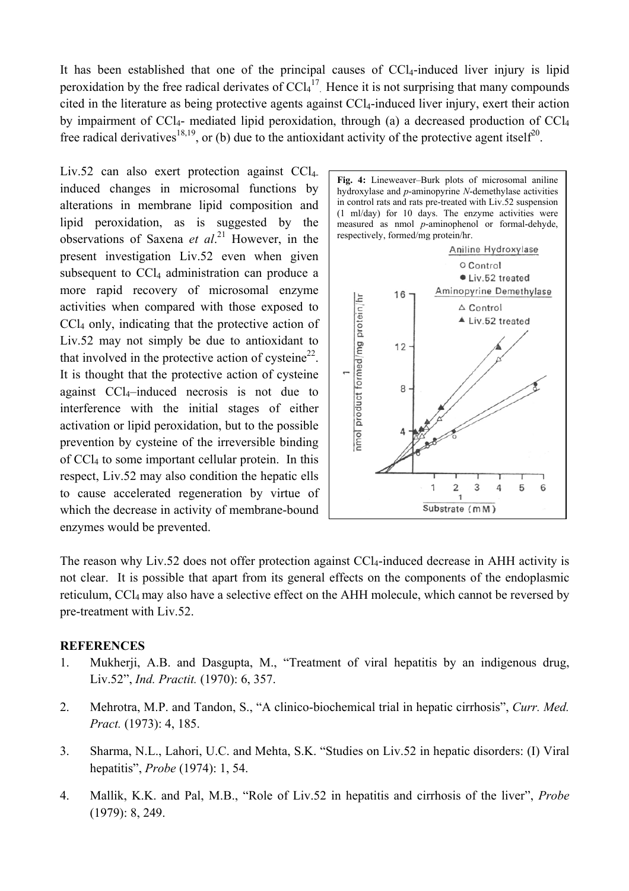It has been established that one of the principal causes of $CCl_4$-induced liver injury is lipid peroxidation by the free radical derivates of $CCl_4$[17]. Hence it is not surprising that many compounds cited in the literature as being protective agents against $CCl_4$-induced liver injury, exert their action by impairment of $CCl_4$- mediated lipid peroxidation, through (a) a decreased production of $CCl_4$ free radical derivatives[18,19], or (b) due to the antioxidant activity of the protective agent itself[20].

Liv.52 can also exert protection against $CCl_4$-induced changes in microsomal functions by alterations in membrane lipid composition and lipid peroxidation, as is suggested by the observations of Saxena *et al*.[21] However, in the present investigation Liv.52 even when given subsequent to $CCl_4$ administration can produce a more rapid recovery of microsomal enzyme activities when compared with those exposed to $CCl_4$ only, indicating that the protective action of Liv.52 may not simply be due to antioxidant to that involved in the protective action of cysteine[22]. It is thought that the protective action of cysteine against $CCl_4$–induced necrosis is not due to interference with the initial stages of either activation or lipid peroxidation, but to the possible prevention by cysteine of the irreversible binding of $CCl_4$ to some important cellular protein. In this respect, Liv.52 may also condition the hepatic ells to cause accelerated regeneration by virtue of which the decrease in activity of membrane-bound enzymes would be prevented.

**Fig. 4:** Lineweaver–Burk plots of microsomal aniline hydroxylase and *p*-aminopyrine *N*-demethylase activities in control rats and rats pre-treated with Liv.52 suspension (1 ml/day) for 10 days. The enzyme activities were measured as nmol *p*-aminophenol or formal-dehyde, respectively, formed/mg protein/hr.

The reason why Liv.52 does not offer protection against $CCl_4$-induced decrease in AHH activity is not clear. It is possible that apart from its general effects on the components of the endoplasmic reticulum, $CCl_4$ may also have a selective effect on the AHH molecule, which cannot be reversed by pre-treatment with Liv.52.

**REFERENCES**

1. Mukherji, A.B. and Dasgupta, M., "Treatment of viral hepatitis by an indigenous drug, Liv.52", *Ind. Practit.* (1970): 6, 357.
2. Mehrotra, M.P. and Tandon, S., "A clinico-biochemical trial in hepatic cirrhosis", *Curr. Med. Pract.* (1973): 4, 185.
3. Sharma, N.L., Lahori, U.C. and Mehta, S.K. "Studies on Liv.52 in hepatic disorders: (I) Viral hepatitis", *Probe* (1974): 1, 54.
4. Mallik, K.K. and Pal, M.B., "Role of Liv.52 in hepatitis and cirrhosis of the liver", *Probe* (1979): 8, 249.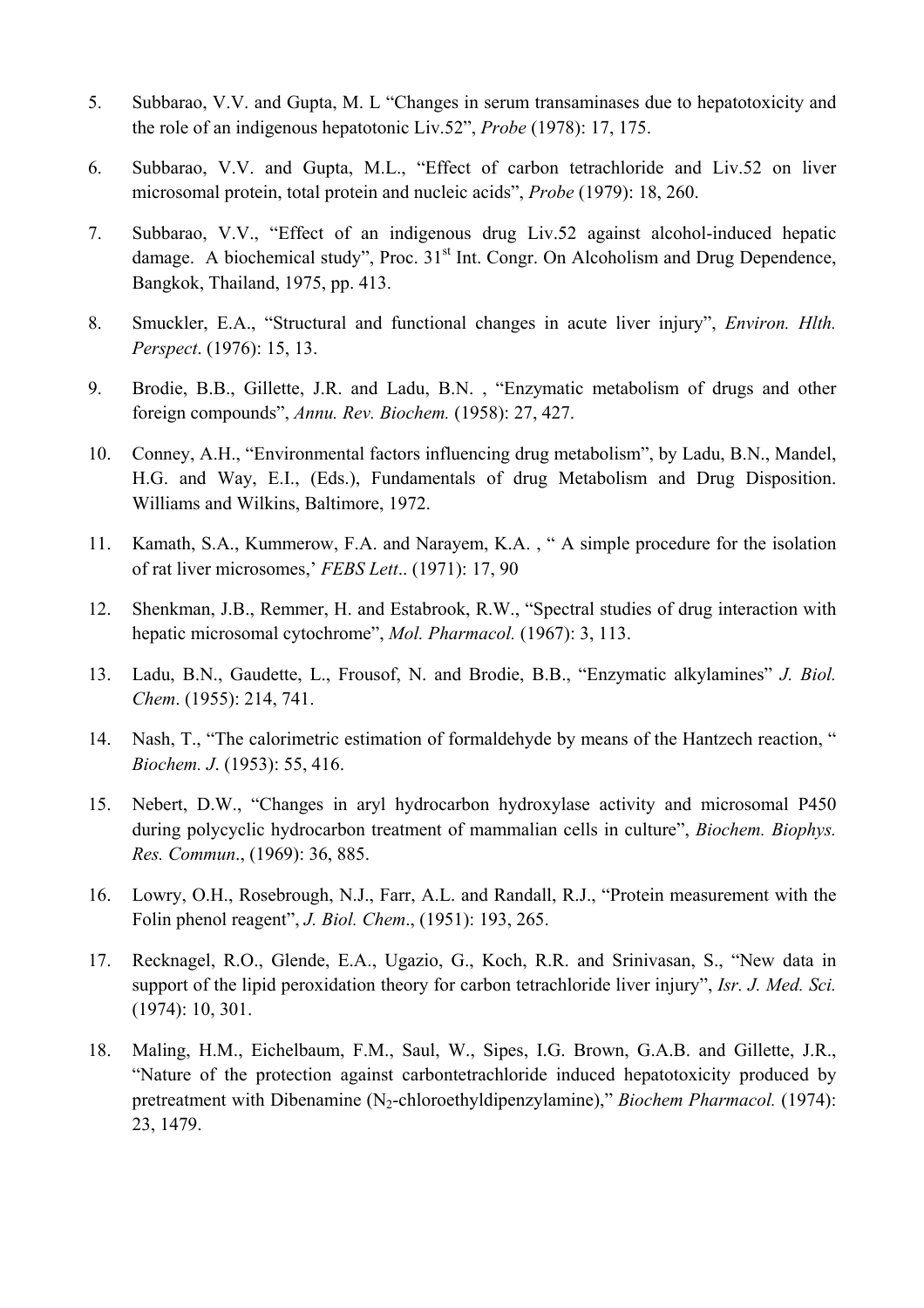5. Subbarao, V.V. and Gupta, M. L "Changes in serum transaminases due to hepatotoxicity and the role of an indigenous hepatotonic Liv.52", *Probe* (1978): 17, 175.

6. Subbarao, V.V. and Gupta, M.L., "Effect of carbon tetrachloride and Liv.52 on liver microsomal protein, total protein and nucleic acids", *Probe* (1979): 18, 260.

7. Subbarao, V.V., "Effect of an indigenous drug Liv.52 against alcohol-induced hepatic damage. A biochemical study", Proc. 31st Int. Congr. On Alcoholism and Drug Dependence, Bangkok, Thailand, 1975, pp. 413.

8. Smuckler, E.A., "Structural and functional changes in acute liver injury", *Environ. Hlth. Perspect*. (1976): 15, 13.

9. Brodie, B.B., Gillette, J.R. and Ladu, B.N. , "Enzymatic metabolism of drugs and other foreign compounds", *Annu. Rev. Biochem.* (1958): 27, 427.

10. Conney, A.H., "Environmental factors influencing drug metabolism", by Ladu, B.N., Mandel, H.G. and Way, E.I., (Eds.), Fundamentals of drug Metabolism and Drug Disposition. Williams and Wilkins, Baltimore, 1972.

11. Kamath, S.A., Kummerow, F.A. and Narayem, K.A. , " A simple procedure for the isolation of rat liver microsomes,' *FEBS Lett*.. (1971): 17, 90

12. Shenkman, J.B., Remmer, H. and Estabrook, R.W., "Spectral studies of drug interaction with hepatic microsomal cytochrome", *Mol. Pharmacol.* (1967): 3, 113.

13. Ladu, B.N., Gaudette, L., Frousof, N. and Brodie, B.B., "Enzymatic alkylamines" *J. Biol. Chem*. (1955): 214, 741.

14. Nash, T., "The calorimetric estimation of formaldehyde by means of the Hantzech reaction, " *Biochem. J*. (1953): 55, 416.

15. Nebert, D.W., "Changes in aryl hydrocarbon hydroxylase activity and microsomal P450 during polycyclic hydrocarbon treatment of mammalian cells in culture", *Biochem. Biophys. Res. Commun*., (1969): 36, 885.

16. Lowry, O.H., Rosebrough, N.J., Farr, A.L. and Randall, R.J., "Protein measurement with the Folin phenol reagent", *J. Biol. Chem*., (1951): 193, 265.

17. Recknagel, R.O., Glende, E.A., Ugazio, G., Koch, R.R. and Srinivasan, S., "New data in support of the lipid peroxidation theory for carbon tetrachloride liver injury", *Isr. J. Med. Sci.* (1974): 10, 301.

18. Maling, H.M., Eichelbaum, F.M., Saul, W., Sipes, I.G. Brown, G.A.B. and Gillette, J.R., "Nature of the protection against carbontetrachloride induced hepatotoxicity produced by pretreatment with Dibenamine ($N_2$-chloroethyldipenzylamine)," *Biochem Pharmacol.* (1974): 23, 1479.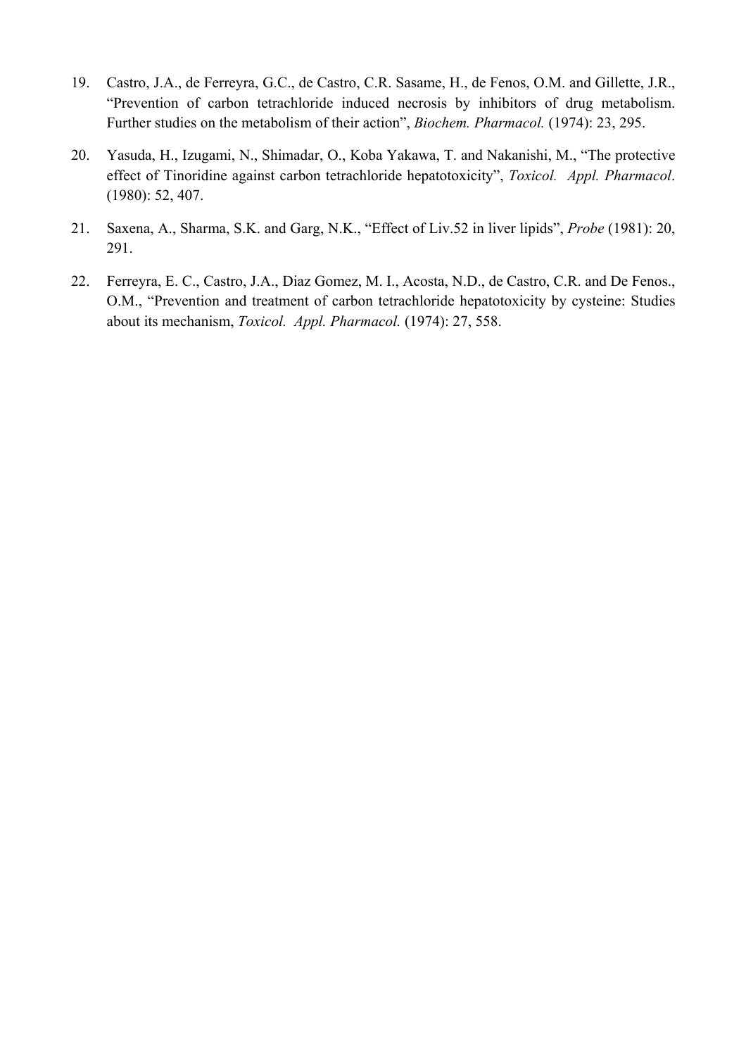19. Castro, J.A., de Ferreyra, G.C., de Castro, C.R. Sasame, H., de Fenos, O.M. and Gillette, J.R., "Prevention of carbon tetrachloride induced necrosis by inhibitors of drug metabolism. Further studies on the metabolism of their action", *Biochem. Pharmacol.* (1974): 23, 295.

20. Yasuda, H., Izugami, N., Shimadar, O., Koba Yakawa, T. and Nakanishi, M., "The protective effect of Tinoridine against carbon tetrachloride hepatotoxicity", *Toxicol. Appl. Pharmacol*. (1980): 52, 407.

21. Saxena, A., Sharma, S.K. and Garg, N.K., "Effect of Liv.52 in liver lipids", *Probe* (1981): 20, 291.

22. Ferreyra, E. C., Castro, J.A., Diaz Gomez, M. I., Acosta, N.D., de Castro, C.R. and De Fenos., O.M., "Prevention and treatment of carbon tetrachloride hepatotoxicity by cysteine: Studies about its mechanism, *Toxicol. Appl. Pharmacol.* (1974): 27, 558.